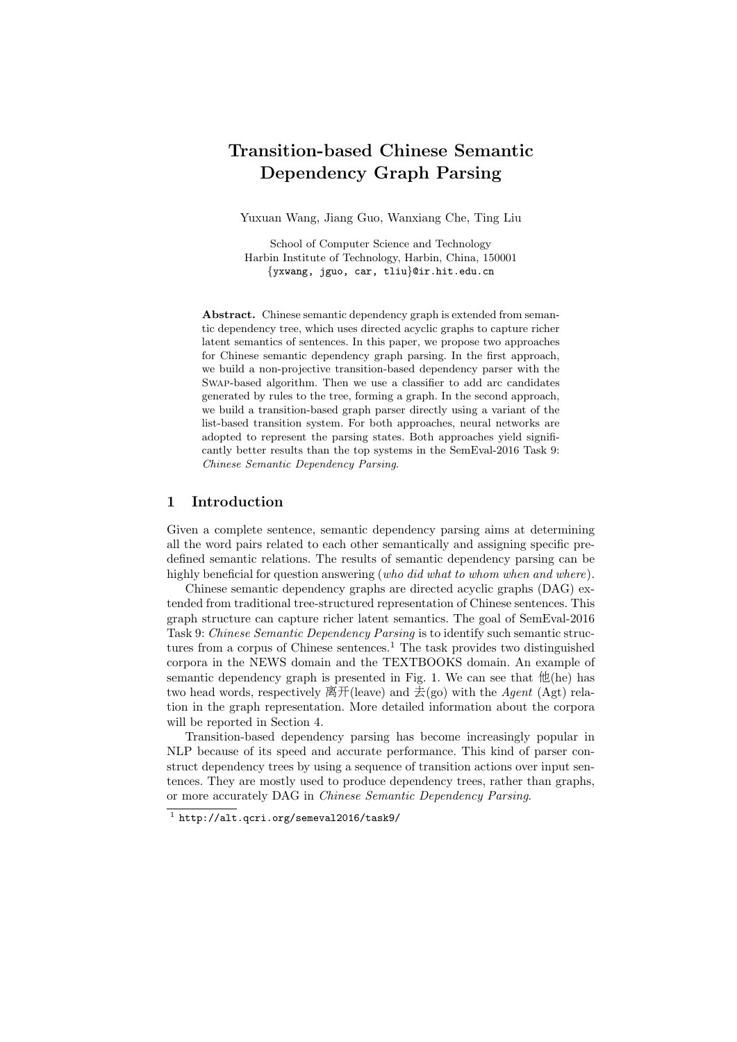# Transition-based Chinese Semantic Dependency Graph Parsing

Yuxuan Wang, Jiang Guo, Wanxiang Che, Ting Liu

School of Computer Science and Technology
Harbin Institute of Technology, Harbin, China, 150001
{yxwang, jguo, car, tliu}@ir.hit.edu.cn

**Abstract.** Chinese semantic dependency graph is extended from semantic dependency tree, which uses directed acyclic graphs to capture richer latent semantics of sentences. In this paper, we propose two approaches for Chinese semantic dependency graph parsing. In the first approach, we build a non-projective transition-based dependency parser with the Swap-based algorithm. Then we use a classifier to add arc candidates generated by rules to the tree, forming a graph. In the second approach, we build a transition-based graph parser directly using a variant of the list-based transition system. For both approaches, neural networks are adopted to represent the parsing states. Both approaches yield significantly better results than the top systems in the SemEval-2016 Task 9: *Chinese Semantic Dependency Parsing*.

## 1 Introduction

Given a complete sentence, semantic dependency parsing aims at determining all the word pairs related to each other semantically and assigning specific predefined semantic relations. The results of semantic dependency parsing can be highly beneficial for question answering (*who did what to whom when and where*).

Chinese semantic dependency graphs are directed acyclic graphs (DAG) extended from traditional tree-structured representation of Chinese sentences. This graph structure can capture richer latent semantics. The goal of SemEval-2016 Task 9: *Chinese Semantic Dependency Parsing* is to identify such semantic structures from a corpus of Chinese sentences.[1] The task provides two distinguished corpora in the NEWS domain and the TEXTBOOKS domain. An example of semantic dependency graph is presented in Fig. 1. We can see that 他(he) has two head words, respectively 离开(leave) and 去(go) with the *Agent* (Agt) relation in the graph representation. More detailed information about the corpora will be reported in Section 4.

Transition-based dependency parsing has become increasingly popular in NLP because of its speed and accurate performance. This kind of parser construct dependency trees by using a sequence of transition actions over input sentences. They are mostly used to produce dependency trees, rather than graphs, or more accurately DAG in *Chinese Semantic Dependency Parsing*.

[1] http://alt.qcri.org/semeval2016/task9/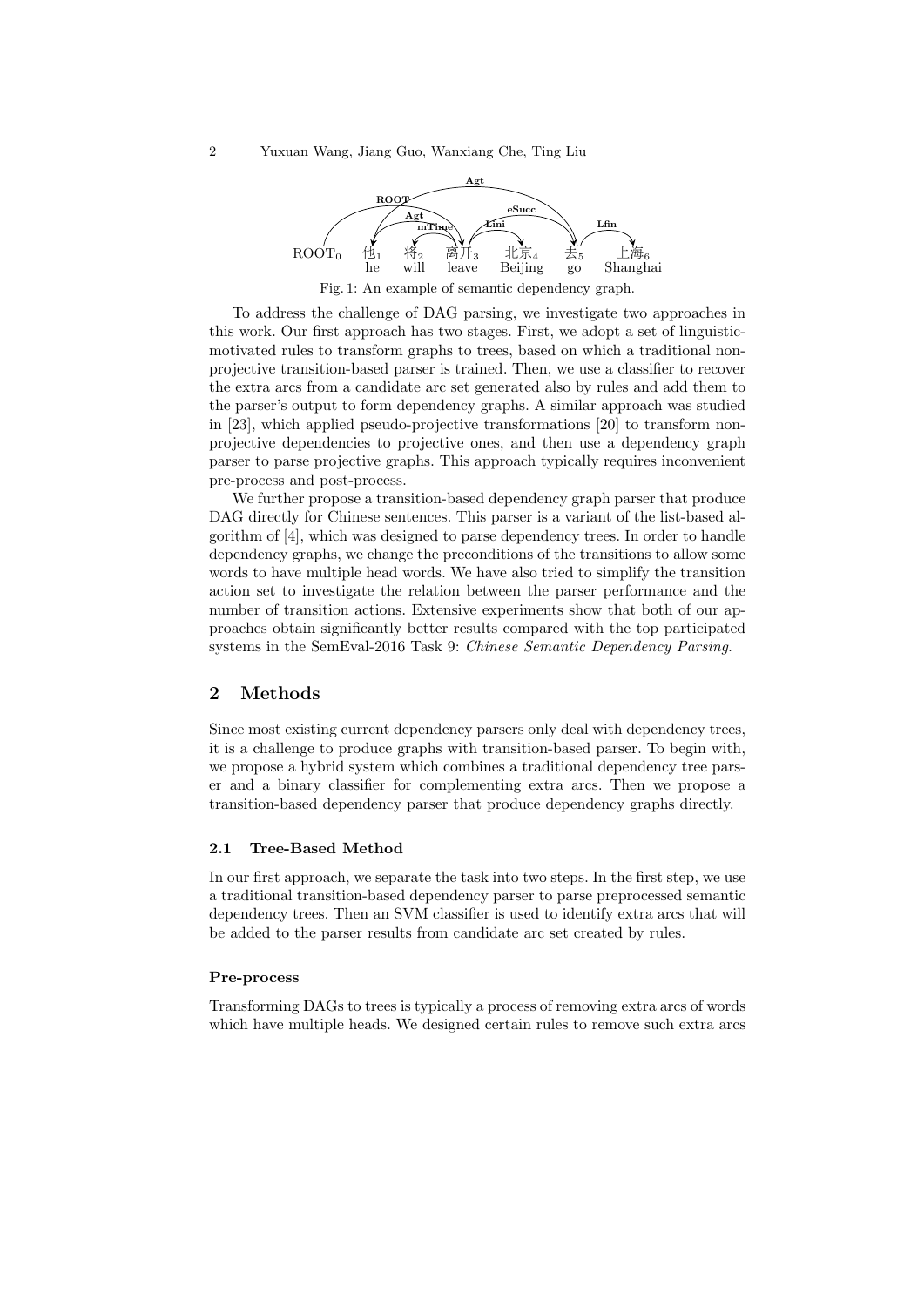ROOT$_0$ 他$_1$ 将$_2$ 离开$_3$ 北京$_4$ 去$_5$ 上海$_6$

he will leave Beijing go Shanghai

Agt ROOT Agt mTime eSucc Lini Lfin

Fig. 1: An example of semantic dependency graph.

To address the challenge of DAG parsing, we investigate two approaches in this work. Our first approach has two stages. First, we adopt a set of linguistic-motivated rules to transform graphs to trees, based on which a traditional non-projective transition-based parser is trained. Then, we use a classifier to recover the extra arcs from a candidate arc set generated also by rules and add them to the parser's output to form dependency graphs. A similar approach was studied in [23], which applied pseudo-projective transformations [20] to transform non-projective dependencies to projective ones, and then use a dependency graph parser to parse projective graphs. This approach typically requires inconvenient pre-process and post-process.

We further propose a transition-based dependency graph parser that produce DAG directly for Chinese sentences. This parser is a variant of the list-based algorithm of [4], which was designed to parse dependency trees. In order to handle dependency graphs, we change the preconditions of the transitions to allow some words to have multiple head words. We have also tried to simplify the transition action set to investigate the relation between the parser performance and the number of transition actions. Extensive experiments show that both of our approaches obtain significantly better results compared with the top participated systems in the SemEval-2016 Task 9: *Chinese Semantic Dependency Parsing*.

## 2 Methods

Since most existing current dependency parsers only deal with dependency trees, it is a challenge to produce graphs with transition-based parser. To begin with, we propose a hybrid system which combines a traditional dependency tree parser and a binary classifier for complementing extra arcs. Then we propose a transition-based dependency parser that produce dependency graphs directly.

### 2.1 Tree-Based Method

In our first approach, we separate the task into two steps. In the first step, we use a traditional transition-based dependency parser to parse preprocessed semantic dependency trees. Then an SVM classifier is used to identify extra arcs that will be added to the parser results from candidate arc set created by rules.

#### Pre-process

Transforming DAGs to trees is typically a process of removing extra arcs of words which have multiple heads. We designed certain rules to remove such extra arcs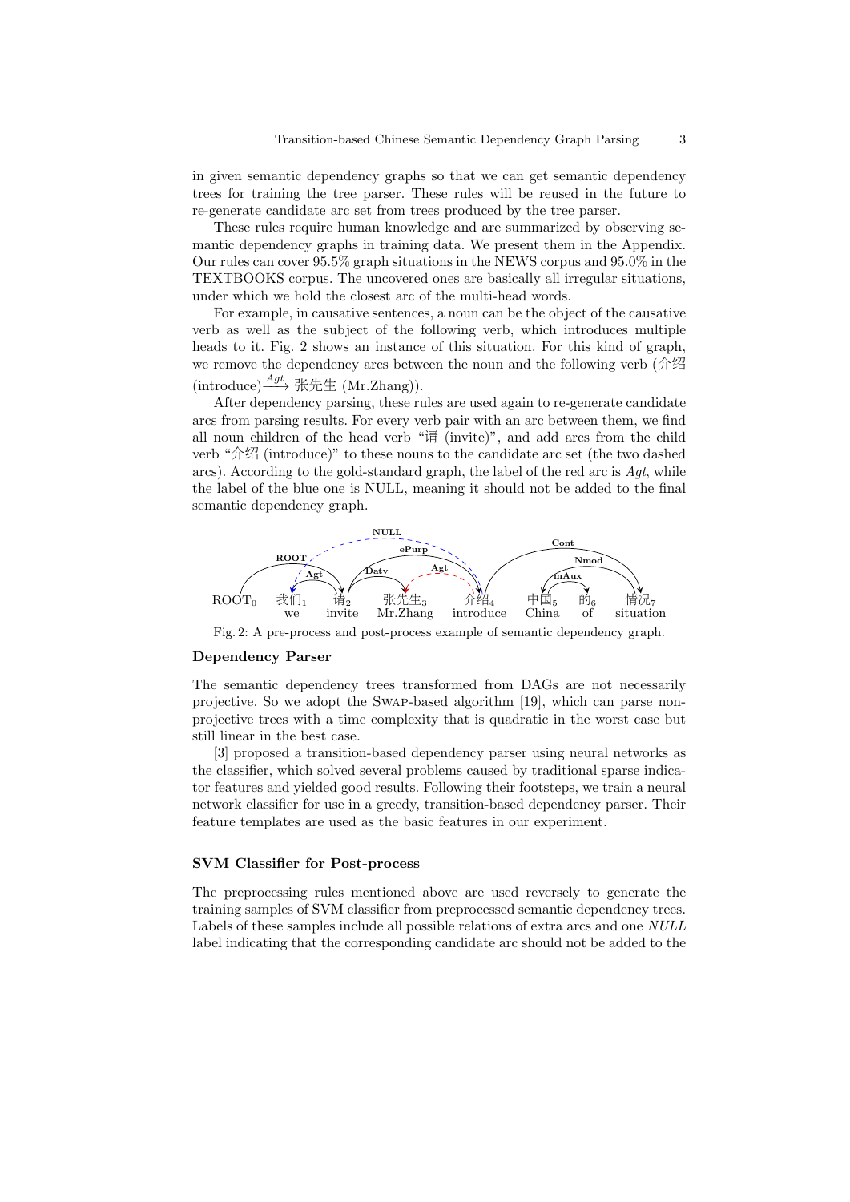in given semantic dependency graphs so that we can get semantic dependency trees for training the tree parser. These rules will be reused in the future to re-generate candidate arc set from trees produced by the tree parser.

These rules require human knowledge and are summarized by observing semantic dependency graphs in training data. We present them in the Appendix. Our rules can cover 95.5% graph situations in the NEWS corpus and 95.0% in the TEXTBOOKS corpus. The uncovered ones are basically all irregular situations, under which we hold the closest arc of the multi-head words.

For example, in causative sentences, a noun can be the object of the causative verb as well as the subject of the following verb, which introduces multiple heads to it. Fig. 2 shows an instance of this situation. For this kind of graph, we remove the dependency arcs between the noun and the following verb (介绍 (introduce)$\xrightarrow{Agt}$ 张先生 (Mr.Zhang)).

After dependency parsing, these rules are used again to re-generate candidate arcs from parsing results. For every verb pair with an arc between them, we find all noun children of the head verb "请 (invite)", and add arcs from the child verb "介绍 (introduce)" to these nouns to the candidate arc set (the two dashed arcs). According to the gold-standard graph, the label of the red arc is *Agt*, while the label of the blue one is NULL, meaning it should not be added to the final semantic dependency graph.

ROOT$_0$ 我们$_1$ we 请$_2$ invite 张先生$_3$ Mr.Zhang 介绍$_4$ introduce 中国$_5$ China 的$_6$ of 情况$_7$ situation

Fig. 2: A pre-process and post-process example of semantic dependency graph.

**Dependency Parser**

The semantic dependency trees transformed from DAGs are not necessarily projective. So we adopt the Swap-based algorithm [19], which can parse non-projective trees with a time complexity that is quadratic in the worst case but still linear in the best case.

[3] proposed a transition-based dependency parser using neural networks as the classifier, which solved several problems caused by traditional sparse indicator features and yielded good results. Following their footsteps, we train a neural network classifier for use in a greedy, transition-based dependency parser. Their feature templates are used as the basic features in our experiment.

**SVM Classifier for Post-process**

The preprocessing rules mentioned above are used reversely to generate the training samples of SVM classifier from preprocessed semantic dependency trees. Labels of these samples include all possible relations of extra arcs and one *NULL* label indicating that the corresponding candidate arc should not be added to the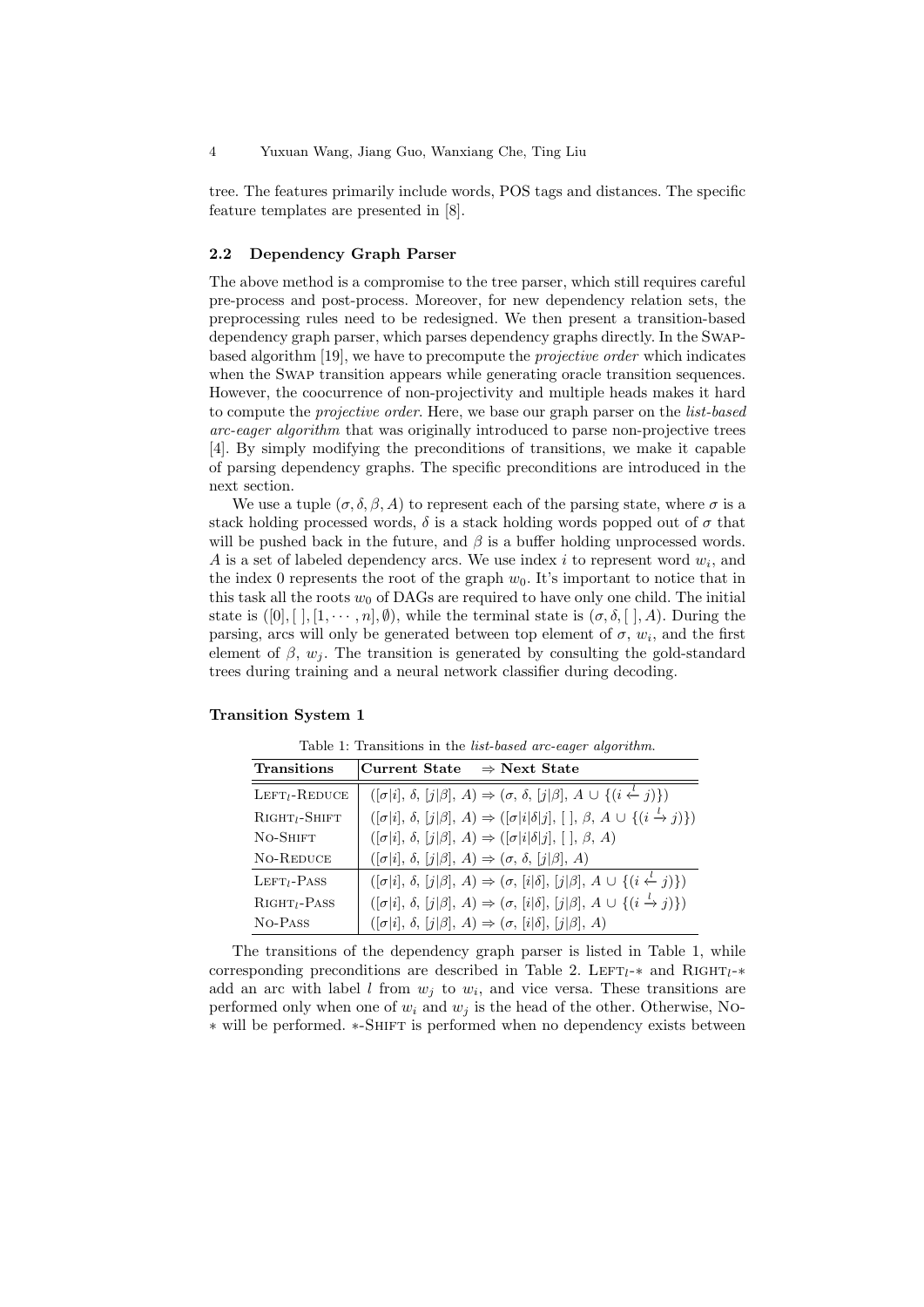tree. The features primarily include words, POS tags and distances. The specific feature templates are presented in [8].

### 2.2 Dependency Graph Parser

The above method is a compromise to the tree parser, which still requires careful pre-process and post-process. Moreover, for new dependency relation sets, the preprocessing rules need to be redesigned. We then present a transition-based dependency graph parser, which parses dependency graphs directly. In the Swap-based algorithm [19], we have to precompute the *projective order* which indicates when the Swap transition appears while generating oracle transition sequences. However, the coocurrence of non-projectivity and multiple heads makes it hard to compute the *projective order*. Here, we base our graph parser on the *list-based arc-eager algorithm* that was originally introduced to parse non-projective trees [4]. By simply modifying the preconditions of transitions, we make it capable of parsing dependency graphs. The specific preconditions are introduced in the next section.

We use a tuple $(\sigma, \delta, \beta, A)$ to represent each of the parsing state, where $\sigma$ is a stack holding processed words, $\delta$ is a stack holding words popped out of $\sigma$ that will be pushed back in the future, and $\beta$ is a buffer holding unprocessed words. $A$ is a set of labeled dependency arcs. We use index $i$ to represent word $w_i$, and the index 0 represents the root of the graph $w_0$. It's important to notice that in this task all the roots $w_0$ of DAGs are required to have only one child. The initial state is $([0], [\,], [1, \cdots, n], \emptyset)$, while the terminal state is $(\sigma, \delta, [\,], A)$. During the parsing, arcs will only be generated between top element of $\sigma$, $w_i$, and the first element of $\beta$, $w_j$. The transition is generated by consulting the gold-standard trees during training and a neural network classifier during decoding.

**Transition System 1**

Table 1: Transitions in the *list-based arc-eager algorithm*.

| Transitions | Current State $\Rightarrow$ Next State |
|---|---|
| Left$_l$-Reduce | $([\sigma\|i], \delta, [j\|\beta], A) \Rightarrow (\sigma, \delta, [j\|\beta], A \cup \{(i \xleftarrow{l} j)\})$ |
| Right$_l$-Shift | $([\sigma\|i], \delta, [j\|\beta], A) \Rightarrow ([\sigma\|i\|\delta\|j], [\,], \beta, A \cup \{(i \xrightarrow{l} j)\})$ |
| No-Shift | $([\sigma\|i], \delta, [j\|\beta], A) \Rightarrow ([\sigma\|i\|\delta\|j], [\,], \beta, A)$ |
| No-Reduce | $([\sigma\|i], \delta, [j\|\beta], A) \Rightarrow (\sigma, \delta, [j\|\beta], A)$ |
| Left$_l$-Pass | $([\sigma\|i], \delta, [j\|\beta], A) \Rightarrow (\sigma, [i\|\delta], [j\|\beta], A \cup \{(i \xleftarrow{l} j)\})$ |
| Right$_l$-Pass | $([\sigma\|i], \delta, [j\|\beta], A) \Rightarrow (\sigma, [i\|\delta], [j\|\beta], A \cup \{(i \xrightarrow{l} j)\})$ |
| No-Pass | $([\sigma\|i], \delta, [j\|\beta], A) \Rightarrow (\sigma, [i\|\delta], [j\|\beta], A)$ |

The transitions of the dependency graph parser is listed in Table 1, while corresponding preconditions are described in Table 2. Left$_l$-$*$ and Right$_l$-$*$ add an arc with label $l$ from $w_j$ to $w_i$, and vice versa. These transitions are performed only when one of $w_i$ and $w_j$ is the head of the other. Otherwise, No-$*$ will be performed. $*$-Shift is performed when no dependency exists between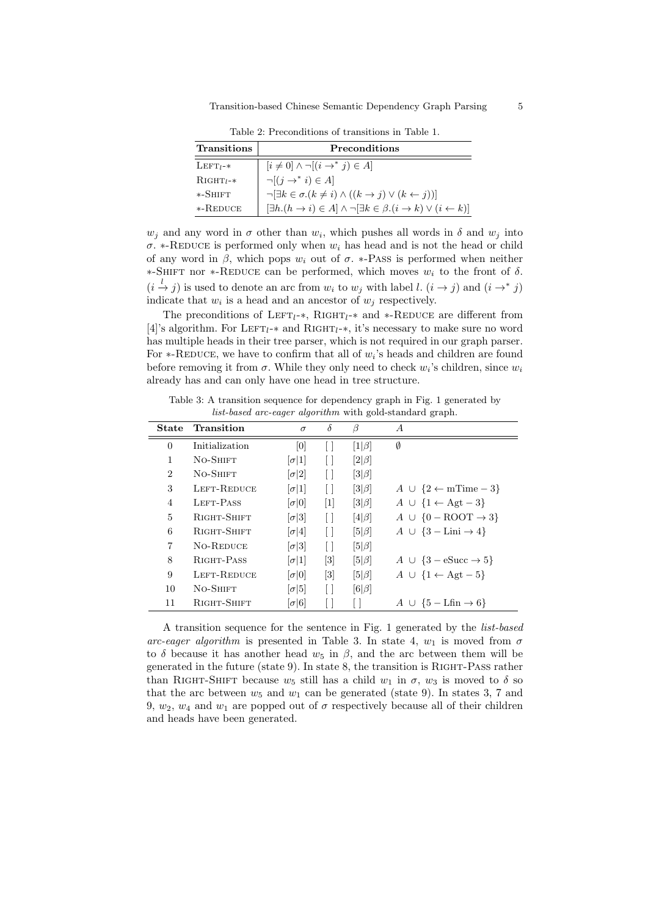Table 2: Preconditions of transitions in Table 1.

| Transitions | Preconditions |
|---|---|
| LEFT$_l$-* | $[i \neq 0] \wedge \neg[(i \rightarrow^* j) \in A]$ |
| RIGHT$_l$-* | $\neg[(j \rightarrow^* i) \in A]$ |
| *-SHIFT | $\neg[\exists k \in \sigma.(k \neq i) \wedge ((k \rightarrow j) \vee (k \leftarrow j))]$ |
| *-REDUCE | $[\exists h.(h \rightarrow i) \in A] \wedge \neg[\exists k \in \beta.(i \rightarrow k) \vee (i \leftarrow k)]$ |

$w_j$ and any word in $\sigma$ other than $w_i$, which pushes all words in $\delta$ and $w_j$ into $\sigma$. *-REDUCE is performed only when $w_i$ has head and is not the head or child of any word in $\beta$, which pops $w_i$ out of $\sigma$. *-PASS is performed when neither *-SHIFT nor *-REDUCE can be performed, which moves $w_i$ to the front of $\delta$. $(i \xrightarrow{l} j)$ is used to denote an arc from $w_i$ to $w_j$ with label $l$. $(i \rightarrow j)$ and $(i \rightarrow^* j)$ indicate that $w_i$ is a head and an ancestor of $w_j$ respectively.

The preconditions of LEFT$_l$-*, RIGHT$_l$-* and *-REDUCE are different from [4]'s algorithm. For LEFT$_l$-* and RIGHT$_l$-*, it's necessary to make sure no word has multiple heads in their tree parser, which is not required in our graph parser. For *-REDUCE, we have to confirm that all of $w_i$'s heads and children are found before removing it from $\sigma$. While they only need to check $w_i$'s children, since $w_i$ already has and can only have one head in tree structure.

Table 3: A transition sequence for dependency graph in Fig. 1 generated by *list-based arc-eager algorithm* with gold-standard graph.

| State | Transition | $\sigma$ | $\delta$ | $\beta$ | $A$ |
|---|---|---|---|---|---|
| 0 | Initialization | $[0]$ | $[\,]$ | $[1\|\beta]$ | $\emptyset$ |
| 1 | NO-SHIFT | $[\sigma\|1]$ | $[\,]$ | $[2\|\beta]$ | |
| 2 | NO-SHIFT | $[\sigma\|2]$ | $[\,]$ | $[3\|\beta]$ | |
| 3 | LEFT-REDUCE | $[\sigma\|1]$ | $[\,]$ | $[3\|\beta]$ | $A \cup \{2 \leftarrow \text{mTime} - 3\}$ |
| 4 | LEFT-PASS | $[\sigma\|0]$ | $[1]$ | $[3\|\beta]$ | $A \cup \{1 \leftarrow \text{Agt} - 3\}$ |
| 5 | RIGHT-SHIFT | $[\sigma\|3]$ | $[\,]$ | $[4\|\beta]$ | $A \cup \{0 - \text{ROOT} \rightarrow 3\}$ |
| 6 | RIGHT-SHIFT | $[\sigma\|4]$ | $[\,]$ | $[5\|\beta]$ | $A \cup \{3 - \text{Lini} \rightarrow 4\}$ |
| 7 | NO-REDUCE | $[\sigma\|3]$ | $[\,]$ | $[5\|\beta]$ | |
| 8 | RIGHT-PASS | $[\sigma\|1]$ | $[3]$ | $[5\|\beta]$ | $A \cup \{3 - \text{eSucc} \rightarrow 5\}$ |
| 9 | LEFT-REDUCE | $[\sigma\|0]$ | $[3]$ | $[5\|\beta]$ | $A \cup \{1 \leftarrow \text{Agt} - 5\}$ |
| 10 | NO-SHIFT | $[\sigma\|5]$ | $[\,]$ | $[6\|\beta]$ | |
| 11 | RIGHT-SHIFT | $[\sigma\|6]$ | $[\,]$ | $[\,]$ | $A \cup \{5 - \text{Lfin} \rightarrow 6\}$ |

A transition sequence for the sentence in Fig. 1 generated by the *list-based arc-eager algorithm* is presented in Table 3. In state 4, $w_1$ is moved from $\sigma$ to $\delta$ because it has another head $w_5$ in $\beta$, and the arc between them will be generated in the future (state 9). In state 8, the transition is RIGHT-PASS rather than RIGHT-SHIFT because $w_5$ still has a child $w_1$ in $\sigma$, $w_3$ is moved to $\delta$ so that the arc between $w_5$ and $w_1$ can be generated (state 9). In states 3, 7 and 9, $w_2$, $w_4$ and $w_1$ are popped out of $\sigma$ respectively because all of their children and heads have been generated.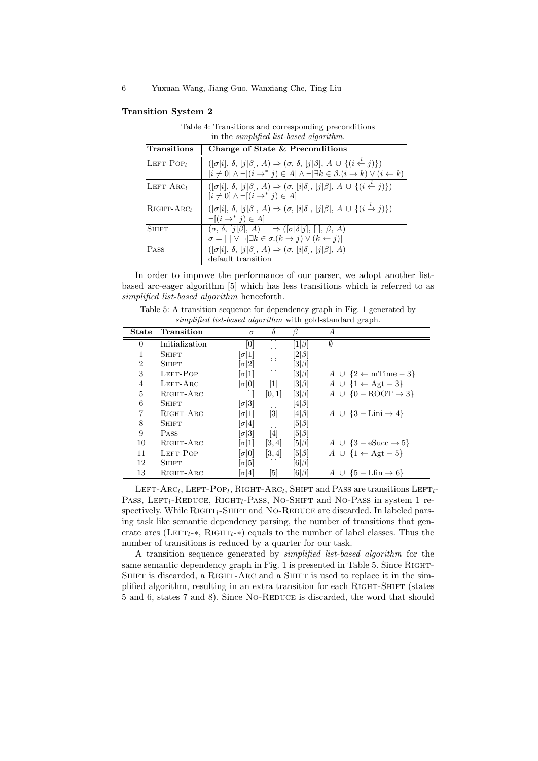**Transition System 2**

Table 4: Transitions and corresponding preconditions in the *simplified list-based algorithm*.

| Transitions | Change of State & Preconditions |
|---|---|
| LEFT-POP$_l$ | $([\sigma\|i], \delta, [j\|\beta], A) \Rightarrow (\sigma, \delta, [j\|\beta], A \cup \{(i \xleftarrow{l} j)\})$ <br> $[i \neq 0] \wedge \neg[(i \rightarrow^* j) \in A] \wedge \neg[\exists k \in \beta.(i \rightarrow k) \vee (i \leftarrow k)]$ |
| LEFT-ARC$_l$ | $([\sigma\|i], \delta, [j\|\beta], A) \Rightarrow (\sigma, [i\|\delta], [j\|\beta], A \cup \{(i \xleftarrow{l} j)\})$ <br> $[i \neq 0] \wedge \neg[(i \rightarrow^* j) \in A]$ |
| RIGHT-ARC$_l$ | $([\sigma\|i], \delta, [j\|\beta], A) \Rightarrow (\sigma, [i\|\delta], [j\|\beta], A \cup \{(i \xrightarrow{l} j)\})$ <br> $\neg[(i \rightarrow^* j) \in A]$ |
| SHIFT | $(\sigma, \delta, [j\|\beta], A) \quad \Rightarrow ([\sigma\|\delta\|j], [\,], \beta, A)$ <br> $\sigma = [\,] \vee \neg[\exists k \in \sigma.(k \rightarrow j) \vee (k \leftarrow j)]$ |
| PASS | $([\sigma\|i], \delta, [j\|\beta], A) \Rightarrow (\sigma, [i\|\delta], [j\|\beta], A)$ <br> default transition |

In order to improve the performance of our parser, we adopt another list-based arc-eager algorithm [5] which has less transitions which is referred to as *simplified list-based algorithm* henceforth.

Table 5: A transition sequence for dependency graph in Fig. 1 generated by *simplified list-based algorithm* with gold-standard graph.

| State | Transition | $\sigma$ | $\delta$ | $\beta$ | $A$ |
|---|---|---|---|---|---|
| 0 | Initialization | $[0]$ | $[\,]$ | $[1\|\beta]$ | $\emptyset$ |
| 1 | SHIFT | $[\sigma\|1]$ | $[\,]$ | $[2\|\beta]$ | |
| 2 | SHIFT | $[\sigma\|2]$ | $[\,]$ | $[3\|\beta]$ | |
| 3 | LEFT-POP | $[\sigma\|1]$ | $[\,]$ | $[3\|\beta]$ | $A \cup \{2 \leftarrow \text{mTime} - 3\}$ |
| 4 | LEFT-ARC | $[\sigma\|0]$ | $[1]$ | $[3\|\beta]$ | $A \cup \{1 \leftarrow \text{Agt} - 3\}$ |
| 5 | RIGHT-ARC | $[\,]$ | $[0, 1]$ | $[3\|\beta]$ | $A \cup \{0 - \text{ROOT} \rightarrow 3\}$ |
| 6 | SHIFT | $[\sigma\|3]$ | $[\,]$ | $[4\|\beta]$ | |
| 7 | RIGHT-ARC | $[\sigma\|1]$ | $[3]$ | $[4\|\beta]$ | $A \cup \{3 - \text{Lini} \rightarrow 4\}$ |
| 8 | SHIFT | $[\sigma\|4]$ | $[\,]$ | $[5\|\beta]$ | |
| 9 | PASS | $[\sigma\|3]$ | $[4]$ | $[5\|\beta]$ | |
| 10 | RIGHT-ARC | $[\sigma\|1]$ | $[3, 4]$ | $[5\|\beta]$ | $A \cup \{3 - \text{eSucc} \rightarrow 5\}$ |
| 11 | LEFT-POP | $[\sigma\|0]$ | $[3, 4]$ | $[5\|\beta]$ | $A \cup \{1 \leftarrow \text{Agt} - 5\}$ |
| 12 | SHIFT | $[\sigma\|5]$ | $[\,]$ | $[6\|\beta]$ | |
| 13 | RIGHT-ARC | $[\sigma\|4]$ | $[5]$ | $[6\|\beta]$ | $A \cup \{5 - \text{Lfin} \rightarrow 6\}$ |

LEFT-ARC$_l$, LEFT-POP$_l$, RIGHT-ARC$_l$, SHIFT and PASS are transitions LEFT$_l$-PASS, LEFT$_l$-REDUCE, RIGHT$_l$-PASS, NO-SHIFT and NO-PASS in system 1 respectively. While RIGHT$_l$-SHIFT and NO-REDUCE are discarded. In labeled parsing task like semantic dependency parsing, the number of transitions that generate arcs (LEFT$_l$-*, RIGHT$_l$-*) equals to the number of label classes. Thus the number of transitions is reduced by a quarter for our task.

A transition sequence generated by *simplified list-based algorithm* for the same semantic dependency graph in Fig. 1 is presented in Table 5. Since RIGHT-SHIFT is discarded, a RIGHT-ARC and a SHIFT is used to replace it in the simplified algorithm, resulting in an extra transition for each RIGHT-SHIFT (states 5 and 6, states 7 and 8). Since NO-REDUCE is discarded, the word that should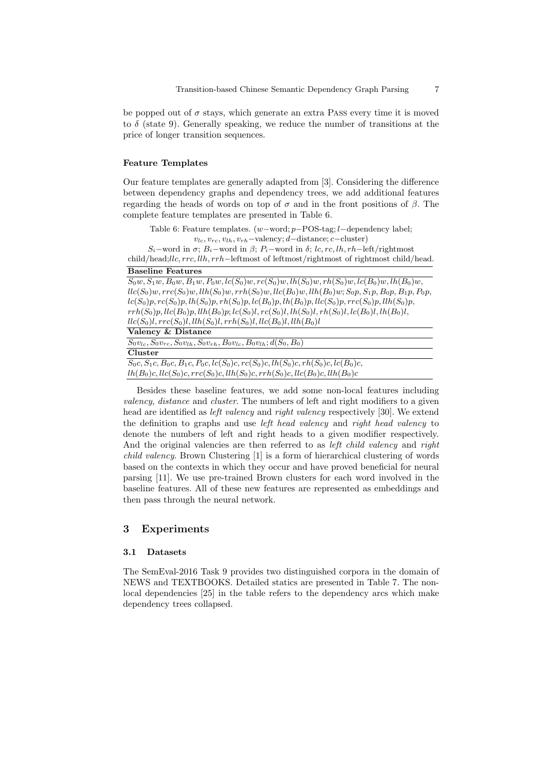be popped out of $\sigma$ stays, which generate an extra PASS every time it is moved to $\delta$ (state 9). Generally speaking, we reduce the number of transitions at the price of longer transition sequences.

#### Feature Templates

Our feature templates are generally adapted from [3]. Considering the difference between dependency graphs and dependency trees, we add additional features regarding the heads of words on top of $\sigma$ and in the front positions of $\beta$. The complete feature templates are presented in Table 6.

Table 6: Feature templates. ($w$−word; $p$−POS-tag; $l$−dependency label; $v_{lc}, v_{rc}, v_{lh}, v_{rh}$−valency; $d$−distance; $c$−cluster)
$S_i$−word in $\sigma$; $B_i$−word in $\beta$; $P_i$−word in $\delta$; $lc, rc, lh, rh$−left/rightmost child/head;$llc, rrc, llh, rrh$−leftmost of leftmost/rightmost of rightmost child/head.

| **Baseline Features** |
|---|
| $S_0w, S_1w, B_0w, B_1w, P_0w, lc(S_0)w, rc(S_0)w, lh(S_0)w, rh(S_0)w, lc(B_0)w, lh(B_0)w,$ $llc(S_0)w, rrc(S_0)w, llh(S_0)w, rrh(S_0)w, llc(B_0)w, llh(B_0)w; S_0p, S_1p, B_0p, B_1p, P_0p,$ $lc(S_0)p, rc(S_0)p, lh(S_0)p, rh(S_0)p, lc(B_0)p, lh(B_0)p, llc(S_0)p, rrc(S_0)p, llh(S_0)p,$ $rrh(S_0)p, llc(B_0)p, llh(B_0)p; lc(S_0)l, rc(S_0)l, lh(S_0)l, rh(S_0)l, lc(B_0)l, lh(B_0)l,$ $llc(S_0)l, rrc(S_0)l, llh(S_0)l, rrh(S_0)l, llc(B_0)l, llh(B_0)l$ |
| **Valency & Distance** |
| $S_0v_{lc}, S_0v_{rc}, S_0v_{lh}, S_0v_{rh}, B_0v_{lc}, B_0v_{lh}; d(S_0, B_0)$ |
| **Cluster** |
| $S_0c, S_1c, B_0c, B_1c, P_0c, lc(S_0)c, rc(S_0)c, lh(S_0)c, rh(S_0)c, lc(B_0)c,$ $lh(B_0)c, llc(S_0)c, rrc(S_0)c, llh(S_0)c, rrh(S_0)c, llc(B_0)c, llh(B_0)c$ |

Besides these baseline features, we add some non-local features including *valency*, *distance* and *cluster*. The numbers of left and right modifiers to a given head are identified as *left valency* and *right valency* respectively [30]. We extend the definition to graphs and use *left head valency* and *right head valency* to denote the numbers of left and right heads to a given modifier respectively. And the original valencies are then referred to as *left child valency* and *right child valency*. Brown Clustering [1] is a form of hierarchical clustering of words based on the contexts in which they occur and have proved beneficial for neural parsing [11]. We use pre-trained Brown clusters for each word involved in the baseline features. All of these new features are represented as embeddings and then pass through the neural network.

## 3 Experiments

### 3.1 Datasets

The SemEval-2016 Task 9 provides two distinguished corpora in the domain of NEWS and TEXTBOOKS. Detailed statics are presented in Table 7. The non-local dependencies [25] in the table refers to the dependency arcs which make dependency trees collapsed.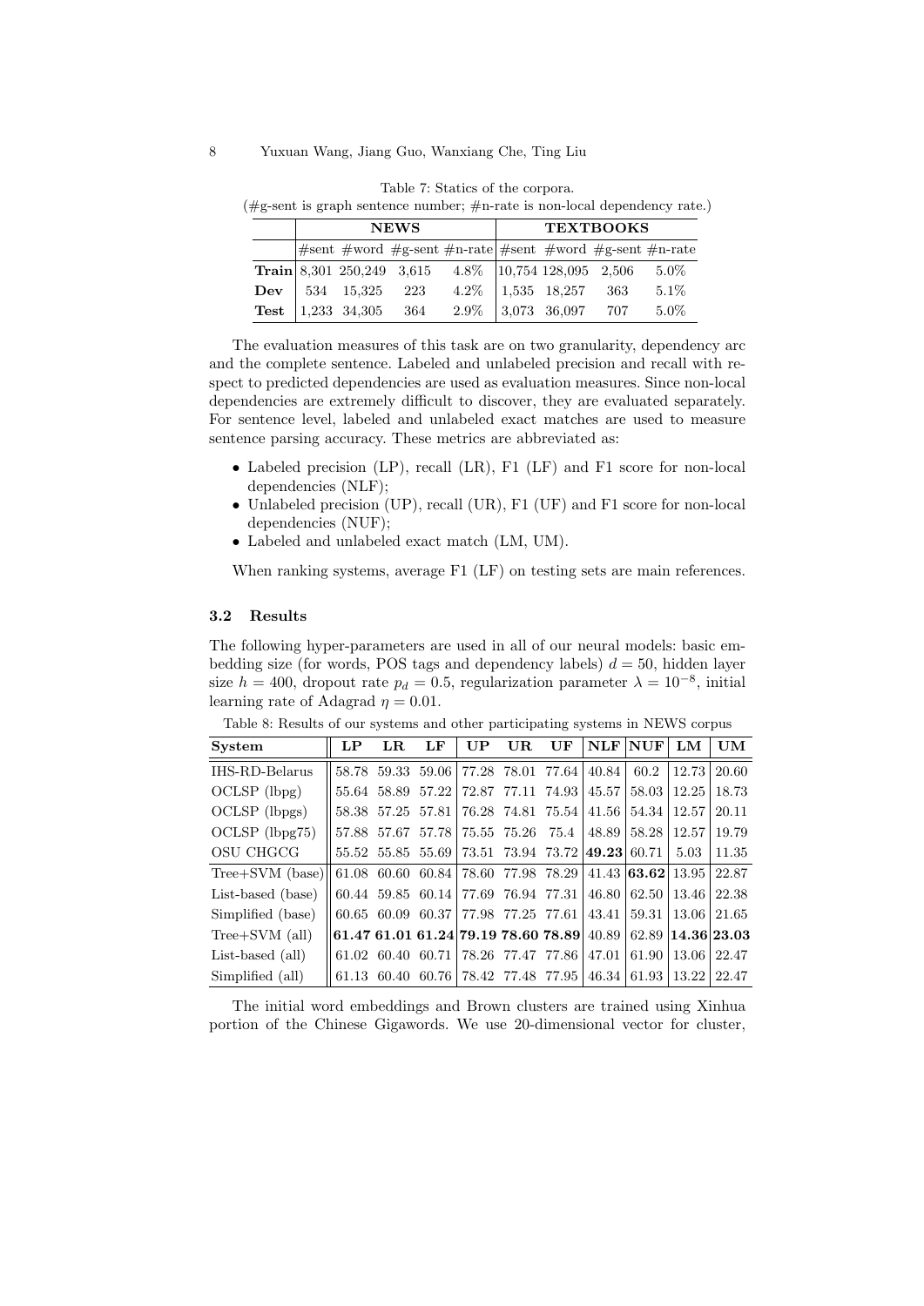Table 7: Statics of the corpora.
(#g-sent is graph sentence number; #n-rate is non-local dependency rate.)

| | **NEWS** | | | | **TEXTBOOKS** | | | |
|---|---|---|---|---|---|---|---|---|
| | #sent | #word | #g-sent | #n-rate | #sent | #word | #g-sent | #n-rate |
| **Train** | 8,301 | 250,249 | 3,615 | 4.8% | 10,754 | 128,095 | 2,506 | 5.0% |
| **Dev** | 534 | 15,325 | 223 | 4.2% | 1,535 | 18,257 | 363 | 5.1% |
| **Test** | 1,233 | 34,305 | 364 | 2.9% | 3,073 | 36,097 | 707 | 5.0% |

The evaluation measures of this task are on two granularity, dependency arc and the complete sentence. Labeled and unlabeled precision and recall with respect to predicted dependencies are used as evaluation measures. Since non-local dependencies are extremely difficult to discover, they are evaluated separately. For sentence level, labeled and unlabeled exact matches are used to measure sentence parsing accuracy. These metrics are abbreviated as:

- Labeled precision (LP), recall (LR), F1 (LF) and F1 score for non-local dependencies (NLF);
- Unlabeled precision (UP), recall (UR), F1 (UF) and F1 score for non-local dependencies (NUF);
- Labeled and unlabeled exact match (LM, UM).

When ranking systems, average F1 (LF) on testing sets are main references.

### 3.2 Results

The following hyper-parameters are used in all of our neural models: basic embedding size (for words, POS tags and dependency labels) $d = 50$, hidden layer size $h = 400$, dropout rate $p_d = 0.5$, regularization parameter $\lambda = 10^{-8}$, initial learning rate of Adagrad $\eta = 0.01$.

Table 8: Results of our systems and other participating systems in NEWS corpus

| System | LP | LR | LF | UP | UR | UF | NLF | NUF | LM | UM |
|---|---|---|---|---|---|---|---|---|---|---|
| IHS-RD-Belarus | 58.78 | 59.33 | 59.06 | 77.28 | 78.01 | 77.64 | 40.84 | 60.2 | 12.73 | 20.60 |
| OCLSP (lbpg) | 55.64 | 58.89 | 57.22 | 72.87 | 77.11 | 74.93 | 45.57 | 58.03 | 12.25 | 18.73 |
| OCLSP (lbpgs) | 58.38 | 57.25 | 57.81 | 76.28 | 74.81 | 75.54 | 41.56 | 54.34 | 12.57 | 20.11 |
| OCLSP (lbpg75) | 57.88 | 57.67 | 57.78 | 75.55 | 75.26 | 75.4 | 48.89 | 58.28 | 12.57 | 19.79 |
| OSU CHGCG | 55.52 | 55.85 | 55.69 | 73.51 | 73.94 | 73.72 | **49.23** | 60.71 | 5.03 | 11.35 |
| Tree+SVM (base) | 61.08 | 60.60 | 60.84 | 78.60 | 77.98 | 78.29 | 41.43 | **63.62** | 13.95 | 22.87 |
| List-based (base) | 60.44 | 59.85 | 60.14 | 77.69 | 76.94 | 77.31 | 46.80 | 62.50 | 13.46 | 22.38 |
| Simplified (base) | 60.65 | 60.09 | 60.37 | 77.98 | 77.25 | 77.61 | 43.41 | 59.31 | 13.06 | 21.65 |
| Tree+SVM (all) | **61.47** | **61.01** | **61.24** | **79.19** | **78.60** | **78.89** | 40.89 | 62.89 | **14.36** | **23.03** |
| List-based (all) | 61.02 | 60.40 | 60.71 | 78.26 | 77.47 | 77.86 | 47.01 | 61.90 | 13.06 | 22.47 |
| Simplified (all) | 61.13 | 60.40 | 60.76 | 78.42 | 77.48 | 77.95 | 46.34 | 61.93 | 13.22 | 22.47 |

The initial word embeddings and Brown clusters are trained using Xinhua portion of the Chinese Gigawords. We use 20-dimensional vector for cluster,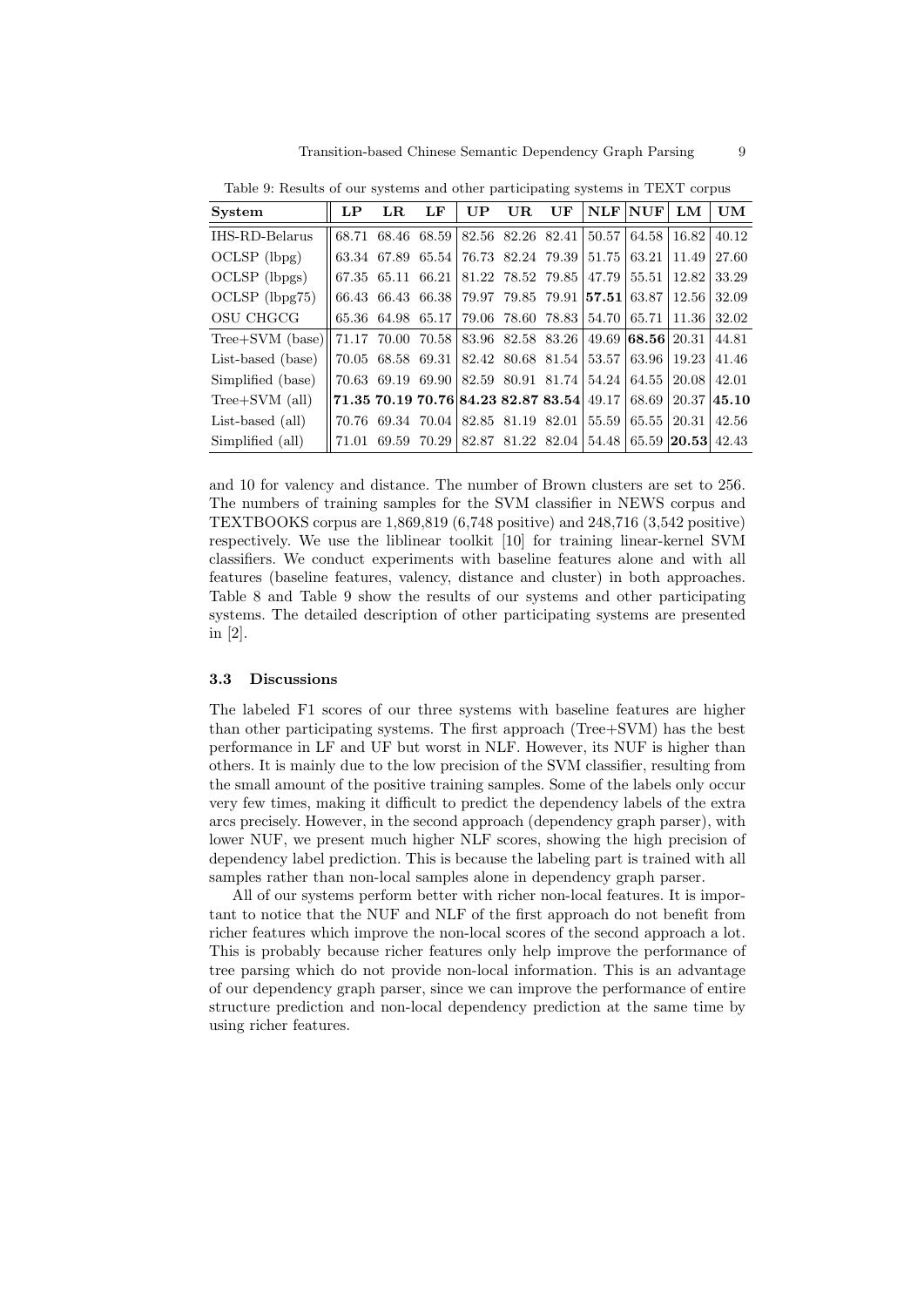Table 9: Results of our systems and other participating systems in TEXT corpus

| System | LP | LR | LF | UP | UR | UF | NLF | NUF | LM | UM |
|---|---|---|---|---|---|---|---|---|---|---|
| IHS-RD-Belarus | 68.71 | 68.46 | 68.59 | 82.56 | 82.26 | 82.41 | 50.57 | 64.58 | 16.82 | 40.12 |
| OCLSP (lbpg) | 63.34 | 67.89 | 65.54 | 76.73 | 82.24 | 79.39 | 51.75 | 63.21 | 11.49 | 27.60 |
| OCLSP (lbpgs) | 67.35 | 65.11 | 66.21 | 81.22 | 78.52 | 79.85 | 47.79 | 55.51 | 12.82 | 33.29 |
| OCLSP (lbpg75) | 66.43 | 66.43 | 66.38 | 79.97 | 79.85 | 79.91 | **57.51** | 63.87 | 12.56 | 32.09 |
| OSU CHGCG | 65.36 | 64.98 | 65.17 | 79.06 | 78.60 | 78.83 | 54.70 | 65.71 | 11.36 | 32.02 |
| Tree+SVM (base) | 71.17 | 70.00 | 70.58 | 83.96 | 82.58 | 83.26 | 49.69 | **68.56** | 20.31 | 44.81 |
| List-based (base) | 70.05 | 68.58 | 69.31 | 82.42 | 80.68 | 81.54 | 53.57 | 63.96 | 19.23 | 41.46 |
| Simplified (base) | 70.63 | 69.19 | 69.90 | 82.59 | 80.91 | 81.74 | 54.24 | 64.55 | 20.08 | 42.01 |
| Tree+SVM (all) | **71.35** | **70.19** | **70.76** | **84.23** | **82.87** | **83.54** | 49.17 | 68.69 | 20.37 | **45.10** |
| List-based (all) | 70.76 | 69.34 | 70.04 | 82.85 | 81.19 | 82.01 | 55.59 | 65.55 | 20.31 | 42.56 |
| Simplified (all) | 71.01 | 69.59 | 70.29 | 82.87 | 81.22 | 82.04 | 54.48 | 65.59 | **20.53** | 42.43 |

and 10 for valency and distance. The number of Brown clusters are set to 256. The numbers of training samples for the SVM classifier in NEWS corpus and TEXTBOOKS corpus are 1,869,819 (6,748 positive) and 248,716 (3,542 positive) respectively. We use the liblinear toolkit [10] for training linear-kernel SVM classifiers. We conduct experiments with baseline features alone and with all features (baseline features, valency, distance and cluster) in both approaches. Table 8 and Table 9 show the results of our systems and other participating systems. The detailed description of other participating systems are presented in [2].

### 3.3 Discussions

The labeled F1 scores of our three systems with baseline features are higher than other participating systems. The first approach (Tree+SVM) has the best performance in LF and UF but worst in NLF. However, its NUF is higher than others. It is mainly due to the low precision of the SVM classifier, resulting from the small amount of the positive training samples. Some of the labels only occur very few times, making it difficult to predict the dependency labels of the extra arcs precisely. However, in the second approach (dependency graph parser), with lower NUF, we present much higher NLF scores, showing the high precision of dependency label prediction. This is because the labeling part is trained with all samples rather than non-local samples alone in dependency graph parser.

All of our systems perform better with richer non-local features. It is important to notice that the NUF and NLF of the first approach do not benefit from richer features which improve the non-local scores of the second approach a lot. This is probably because richer features only help improve the performance of tree parsing which do not provide non-local information. This is an advantage of our dependency graph parser, since we can improve the performance of entire structure prediction and non-local dependency prediction at the same time by using richer features.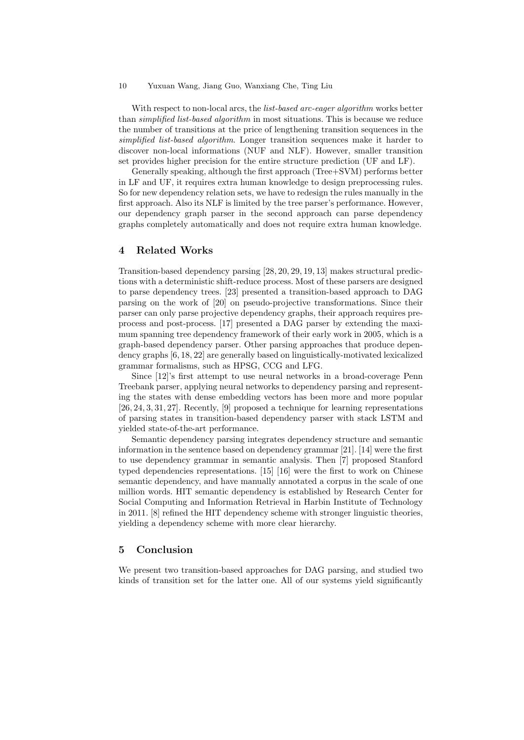With respect to non-local arcs, the *list-based arc-eager algorithm* works better than *simplified list-based algorithm* in most situations. This is because we reduce the number of transitions at the price of lengthening transition sequences in the *simplified list-based algorithm*. Longer transition sequences make it harder to discover non-local informations (NUF and NLF). However, smaller transition set provides higher precision for the entire structure prediction (UF and LF).

Generally speaking, although the first approach (Tree+SVM) performs better in LF and UF, it requires extra human knowledge to design preprocessing rules. So for new dependency relation sets, we have to redesign the rules manually in the first approach. Also its NLF is limited by the tree parser's performance. However, our dependency graph parser in the second approach can parse dependency graphs completely automatically and does not require extra human knowledge.

## 4 Related Works

Transition-based dependency parsing [28, 20, 29, 19, 13] makes structural predictions with a deterministic shift-reduce process. Most of these parsers are designed to parse dependency trees. [23] presented a transition-based approach to DAG parsing on the work of [20] on pseudo-projective transformations. Since their parser can only parse projective dependency graphs, their approach requires preprocess and post-process. [17] presented a DAG parser by extending the maximum spanning tree dependency framework of their early work in 2005, which is a graph-based dependency parser. Other parsing approaches that produce dependency graphs [6, 18, 22] are generally based on linguistically-motivated lexicalized grammar formalisms, such as HPSG, CCG and LFG.

Since [12]'s first attempt to use neural networks in a broad-coverage Penn Treebank parser, applying neural networks to dependency parsing and representing the states with dense embedding vectors has been more and more popular [26, 24, 3, 31, 27]. Recently, [9] proposed a technique for learning representations of parsing states in transition-based dependency parser with stack LSTM and yielded state-of-the-art performance.

Semantic dependency parsing integrates dependency structure and semantic information in the sentence based on dependency grammar [21]. [14] were the first to use dependency grammar in semantic analysis. Then [7] proposed Stanford typed dependencies representations. [15] [16] were the first to work on Chinese semantic dependency, and have manually annotated a corpus in the scale of one million words. HIT semantic dependency is established by Research Center for Social Computing and Information Retrieval in Harbin Institute of Technology in 2011. [8] refined the HIT dependency scheme with stronger linguistic theories, yielding a dependency scheme with more clear hierarchy.

## 5 Conclusion

We present two transition-based approaches for DAG parsing, and studied two kinds of transition set for the latter one. All of our systems yield significantly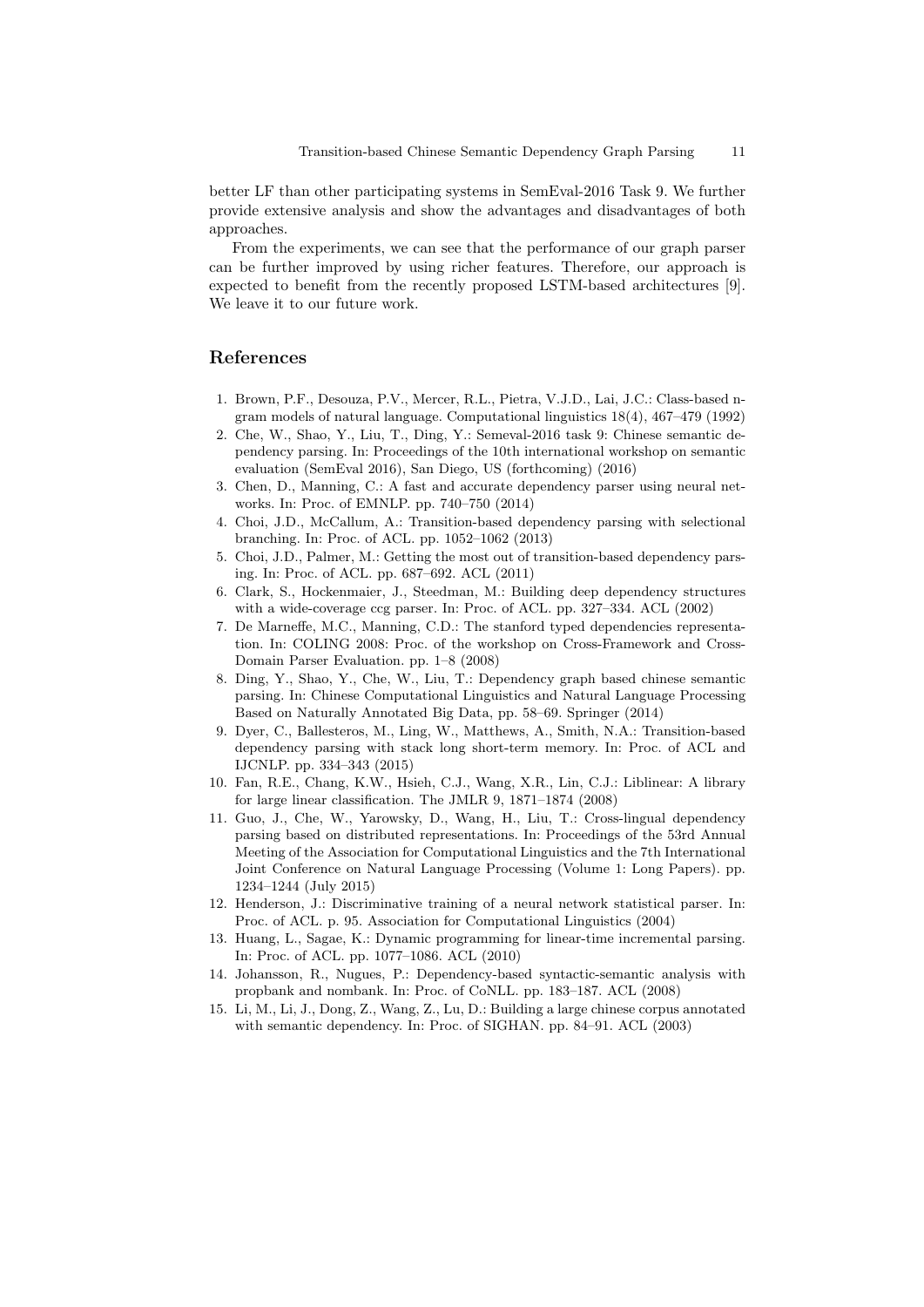better LF than other participating systems in SemEval-2016 Task 9. We further provide extensive analysis and show the advantages and disadvantages of both approaches.

From the experiments, we can see that the performance of our graph parser can be further improved by using richer features. Therefore, our approach is expected to benefit from the recently proposed LSTM-based architectures [9]. We leave it to our future work.

## References

1. Brown, P.F., Desouza, P.V., Mercer, R.L., Pietra, V.J.D., Lai, J.C.: Class-based n-gram models of natural language. Computational linguistics 18(4), 467–479 (1992)
2. Che, W., Shao, Y., Liu, T., Ding, Y.: Semeval-2016 task 9: Chinese semantic dependency parsing. In: Proceedings of the 10th international workshop on semantic evaluation (SemEval 2016), San Diego, US (forthcoming) (2016)
3. Chen, D., Manning, C.: A fast and accurate dependency parser using neural networks. In: Proc. of EMNLP. pp. 740–750 (2014)
4. Choi, J.D., McCallum, A.: Transition-based dependency parsing with selectional branching. In: Proc. of ACL. pp. 1052–1062 (2013)
5. Choi, J.D., Palmer, M.: Getting the most out of transition-based dependency parsing. In: Proc. of ACL. pp. 687–692. ACL (2011)
6. Clark, S., Hockenmaier, J., Steedman, M.: Building deep dependency structures with a wide-coverage ccg parser. In: Proc. of ACL. pp. 327–334. ACL (2002)
7. De Marneffe, M.C., Manning, C.D.: The stanford typed dependencies representation. In: COLING 2008: Proc. of the workshop on Cross-Framework and Cross-Domain Parser Evaluation. pp. 1–8 (2008)
8. Ding, Y., Shao, Y., Che, W., Liu, T.: Dependency graph based chinese semantic parsing. In: Chinese Computational Linguistics and Natural Language Processing Based on Naturally Annotated Big Data, pp. 58–69. Springer (2014)
9. Dyer, C., Ballesteros, M., Ling, W., Matthews, A., Smith, N.A.: Transition-based dependency parsing with stack long short-term memory. In: Proc. of ACL and IJCNLP. pp. 334–343 (2015)
10. Fan, R.E., Chang, K.W., Hsieh, C.J., Wang, X.R., Lin, C.J.: Liblinear: A library for large linear classification. The JMLR 9, 1871–1874 (2008)
11. Guo, J., Che, W., Yarowsky, D., Wang, H., Liu, T.: Cross-lingual dependency parsing based on distributed representations. In: Proceedings of the 53rd Annual Meeting of the Association for Computational Linguistics and the 7th International Joint Conference on Natural Language Processing (Volume 1: Long Papers). pp. 1234–1244 (July 2015)
12. Henderson, J.: Discriminative training of a neural network statistical parser. In: Proc. of ACL. p. 95. Association for Computational Linguistics (2004)
13. Huang, L., Sagae, K.: Dynamic programming for linear-time incremental parsing. In: Proc. of ACL. pp. 1077–1086. ACL (2010)
14. Johansson, R., Nugues, P.: Dependency-based syntactic-semantic analysis with propbank and nombank. In: Proc. of CoNLL. pp. 183–187. ACL (2008)
15. Li, M., Li, J., Dong, Z., Wang, Z., Lu, D.: Building a large chinese corpus annotated with semantic dependency. In: Proc. of SIGHAN. pp. 84–91. ACL (2003)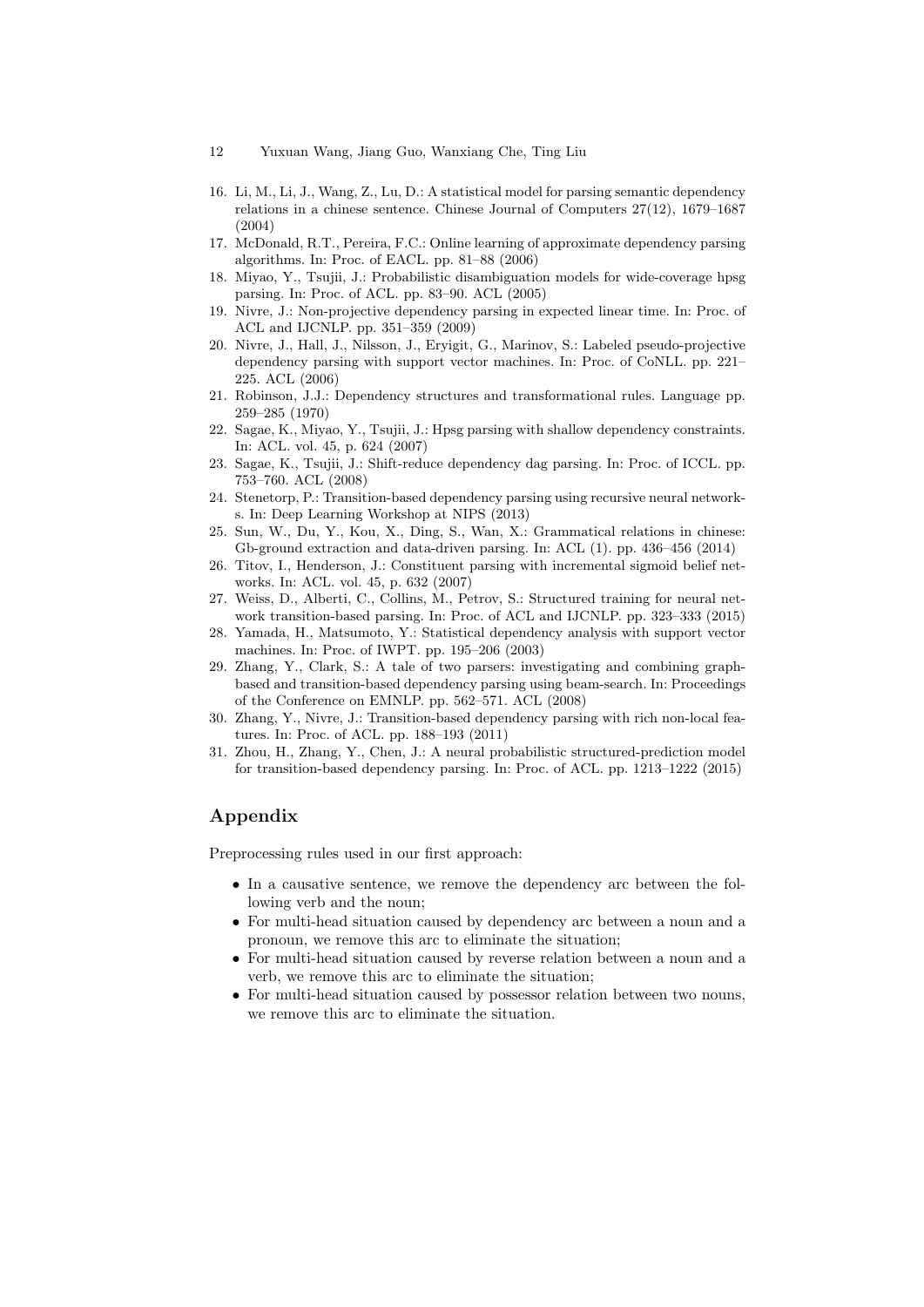16. Li, M., Li, J., Wang, Z., Lu, D.: A statistical model for parsing semantic dependency relations in a chinese sentence. Chinese Journal of Computers 27(12), 1679–1687 (2004)
17. McDonald, R.T., Pereira, F.C.: Online learning of approximate dependency parsing algorithms. In: Proc. of EACL. pp. 81–88 (2006)
18. Miyao, Y., Tsujii, J.: Probabilistic disambiguation models for wide-coverage hpsg parsing. In: Proc. of ACL. pp. 83–90. ACL (2005)
19. Nivre, J.: Non-projective dependency parsing in expected linear time. In: Proc. of ACL and IJCNLP. pp. 351–359 (2009)
20. Nivre, J., Hall, J., Nilsson, J., Eryigit, G., Marinov, S.: Labeled pseudo-projective dependency parsing with support vector machines. In: Proc. of CoNLL. pp. 221–225. ACL (2006)
21. Robinson, J.J.: Dependency structures and transformational rules. Language pp. 259–285 (1970)
22. Sagae, K., Miyao, Y., Tsujii, J.: Hpsg parsing with shallow dependency constraints. In: ACL. vol. 45, p. 624 (2007)
23. Sagae, K., Tsujii, J.: Shift-reduce dependency dag parsing. In: Proc. of ICCL. pp. 753–760. ACL (2008)
24. Stenetorp, P.: Transition-based dependency parsing using recursive neural networks. In: Deep Learning Workshop at NIPS (2013)
25. Sun, W., Du, Y., Kou, X., Ding, S., Wan, X.: Grammatical relations in chinese: Gb-ground extraction and data-driven parsing. In: ACL (1). pp. 436–456 (2014)
26. Titov, I., Henderson, J.: Constituent parsing with incremental sigmoid belief networks. In: ACL. vol. 45, p. 632 (2007)
27. Weiss, D., Alberti, C., Collins, M., Petrov, S.: Structured training for neural network transition-based parsing. In: Proc. of ACL and IJCNLP. pp. 323–333 (2015)
28. Yamada, H., Matsumoto, Y.: Statistical dependency analysis with support vector machines. In: Proc. of IWPT. pp. 195–206 (2003)
29. Zhang, Y., Clark, S.: A tale of two parsers: investigating and combining graph-based and transition-based dependency parsing using beam-search. In: Proceedings of the Conference on EMNLP. pp. 562–571. ACL (2008)
30. Zhang, Y., Nivre, J.: Transition-based dependency parsing with rich non-local features. In: Proc. of ACL. pp. 188–193 (2011)
31. Zhou, H., Zhang, Y., Chen, J.: A neural probabilistic structured-prediction model for transition-based dependency parsing. In: Proc. of ACL. pp. 1213–1222 (2015)

## Appendix

Preprocessing rules used in our first approach:

- In a causative sentence, we remove the dependency arc between the following verb and the noun;
- For multi-head situation caused by dependency arc between a noun and a pronoun, we remove this arc to eliminate the situation;
- For multi-head situation caused by reverse relation between a noun and a verb, we remove this arc to eliminate the situation;
- For multi-head situation caused by possessor relation between two nouns, we remove this arc to eliminate the situation.